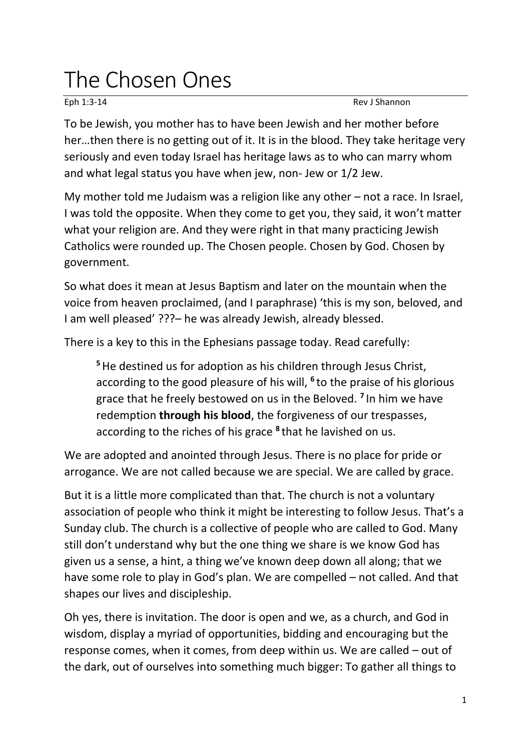# The Chosen Ones

Eph 1:3-14 Rev J Shannon

To be Jewish, you mother has to have been Jewish and her mother before her…then there is no getting out of it. It is in the blood. They take heritage very seriously and even today Israel has heritage laws as to who can marry whom and what legal status you have when jew, non- Jew or 1/2 Jew.

My mother told me Judaism was a religion like any other – not a race. In Israel, I was told the opposite. When they come to get you, they said, it won't matter what your religion are. And they were right in that many practicing Jewish Catholics were rounded up. The Chosen people. Chosen by God. Chosen by government.

So what does it mean at Jesus Baptism and later on the mountain when the voice from heaven proclaimed, (and I paraphrase) 'this is my son, beloved, and I am well pleased' ???– he was already Jewish, already blessed.

There is a key to this in the Ephesians passage today. Read carefully:

> [5] He destined us for adoption as his children through Jesus Christ, according to the good pleasure of his will, [6] to the praise of his glorious grace that he freely bestowed on us in the Beloved. [7] In him we have redemption **through his blood**, the forgiveness of our trespasses, according to the riches of his grace [8] that he lavished on us.

We are adopted and anointed through Jesus. There is no place for pride or arrogance. We are not called because we are special. We are called by grace.

But it is a little more complicated than that. The church is not a voluntary association of people who think it might be interesting to follow Jesus. That's a Sunday club. The church is a collective of people who are called to God. Many still don't understand why but the one thing we share is we know God has given us a sense, a hint, a thing we've known deep down all along; that we have some role to play in God's plan. We are compelled – not called. And that shapes our lives and discipleship.

Oh yes, there is invitation. The door is open and we, as a church, and God in wisdom, display a myriad of opportunities, bidding and encouraging but the response comes, when it comes, from deep within us. We are called – out of the dark, out of ourselves into something much bigger: To gather all things to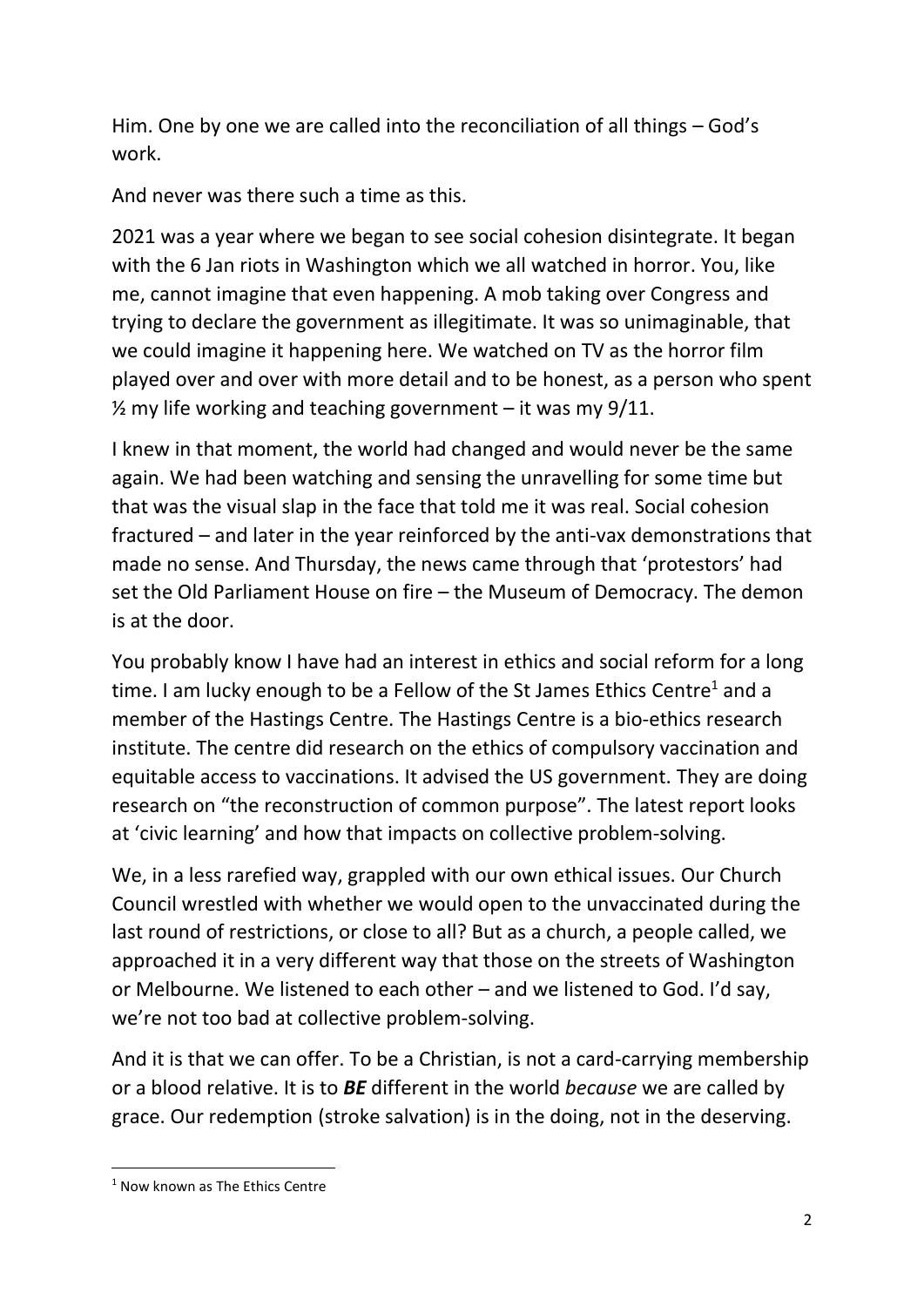Him. One by one we are called into the reconciliation of all things – God's work.

And never was there such a time as this.

2021 was a year where we began to see social cohesion disintegrate. It began with the 6 Jan riots in Washington which we all watched in horror. You, like me, cannot imagine that even happening. A mob taking over Congress and trying to declare the government as illegitimate. It was so unimaginable, that we could imagine it happening here. We watched on TV as the horror film played over and over with more detail and to be honest, as a person who spent ½ my life working and teaching government – it was my 9/11.

I knew in that moment, the world had changed and would never be the same again. We had been watching and sensing the unravelling for some time but that was the visual slap in the face that told me it was real. Social cohesion fractured – and later in the year reinforced by the anti-vax demonstrations that made no sense. And Thursday, the news came through that 'protestors' had set the Old Parliament House on fire – the Museum of Democracy. The demon is at the door.

You probably know I have had an interest in ethics and social reform for a long time. I am lucky enough to be a Fellow of the St James Ethics Centre[1] and a member of the Hastings Centre. The Hastings Centre is a bio-ethics research institute. The centre did research on the ethics of compulsory vaccination and equitable access to vaccinations. It advised the US government. They are doing research on "the reconstruction of common purpose". The latest report looks at 'civic learning' and how that impacts on collective problem-solving.

We, in a less rarefied way, grappled with our own ethical issues. Our Church Council wrestled with whether we would open to the unvaccinated during the last round of restrictions, or close to all? But as a church, a people called, we approached it in a very different way that those on the streets of Washington or Melbourne. We listened to each other – and we listened to God. I'd say, we're not too bad at collective problem-solving.

And it is that we can offer. To be a Christian, is not a card-carrying membership or a blood relative. It is to ***BE*** different in the world *because* we are called by grace. Our redemption (stroke salvation) is in the doing, not in the deserving.

[1] Now known as The Ethics Centre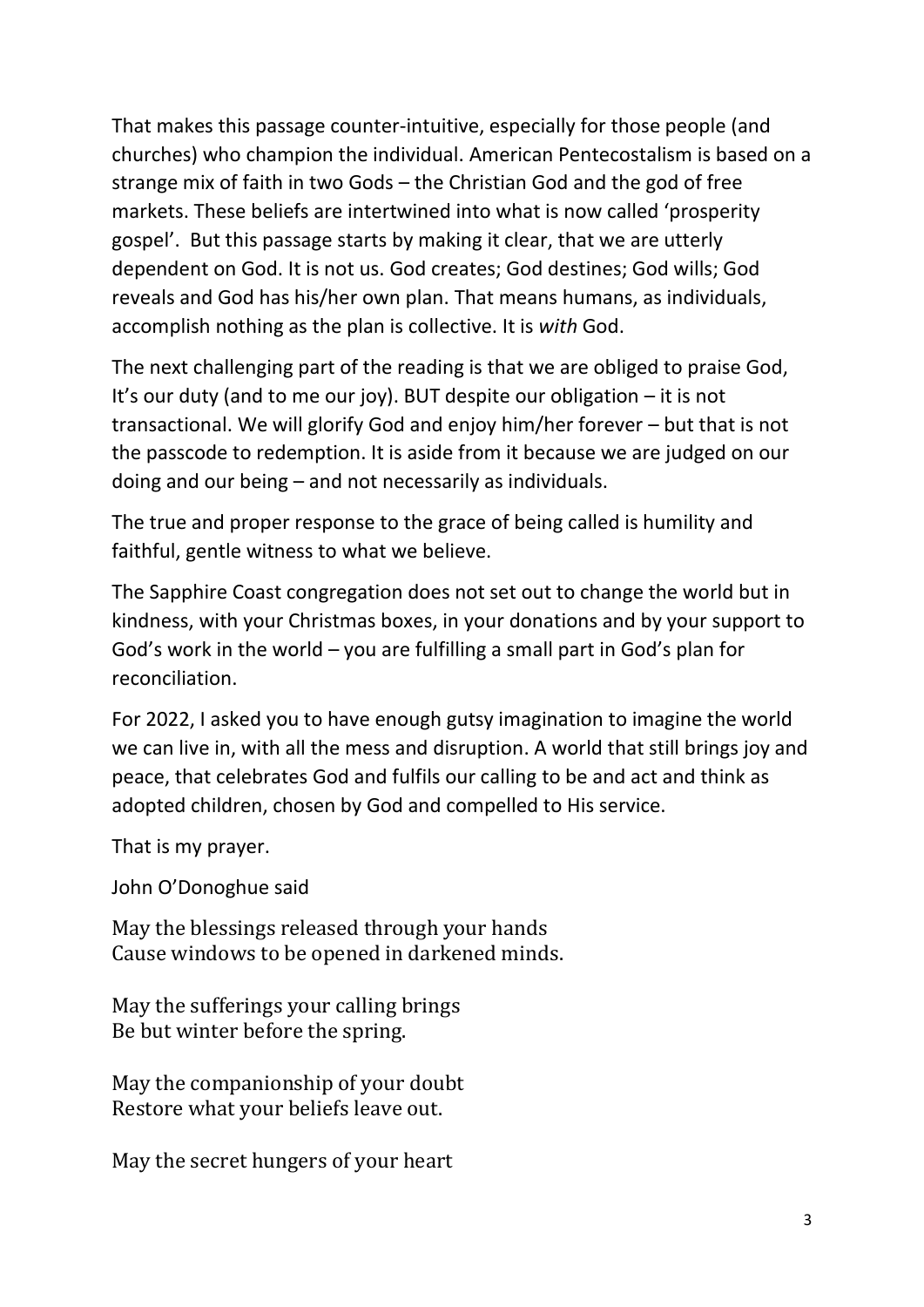That makes this passage counter-intuitive, especially for those people (and churches) who champion the individual. American Pentecostalism is based on a strange mix of faith in two Gods – the Christian God and the god of free markets. These beliefs are intertwined into what is now called 'prosperity gospel'. But this passage starts by making it clear, that we are utterly dependent on God. It is not us. God creates; God destines; God wills; God reveals and God has his/her own plan. That means humans, as individuals, accomplish nothing as the plan is collective. It is *with* God.

The next challenging part of the reading is that we are obliged to praise God, It's our duty (and to me our joy). BUT despite our obligation – it is not transactional. We will glorify God and enjoy him/her forever – but that is not the passcode to redemption. It is aside from it because we are judged on our doing and our being – and not necessarily as individuals.

The true and proper response to the grace of being called is humility and faithful, gentle witness to what we believe.

The Sapphire Coast congregation does not set out to change the world but in kindness, with your Christmas boxes, in your donations and by your support to God's work in the world – you are fulfilling a small part in God's plan for reconciliation.

For 2022, I asked you to have enough gutsy imagination to imagine the world we can live in, with all the mess and disruption. A world that still brings joy and peace, that celebrates God and fulfils our calling to be and act and think as adopted children, chosen by God and compelled to His service.

That is my prayer.

John O'Donoghue said

May the blessings released through your hands  
Cause windows to be opened in darkened minds.

May the sufferings your calling brings  
Be but winter before the spring.

May the companionship of your doubt  
Restore what your beliefs leave out.

May the secret hungers of your heart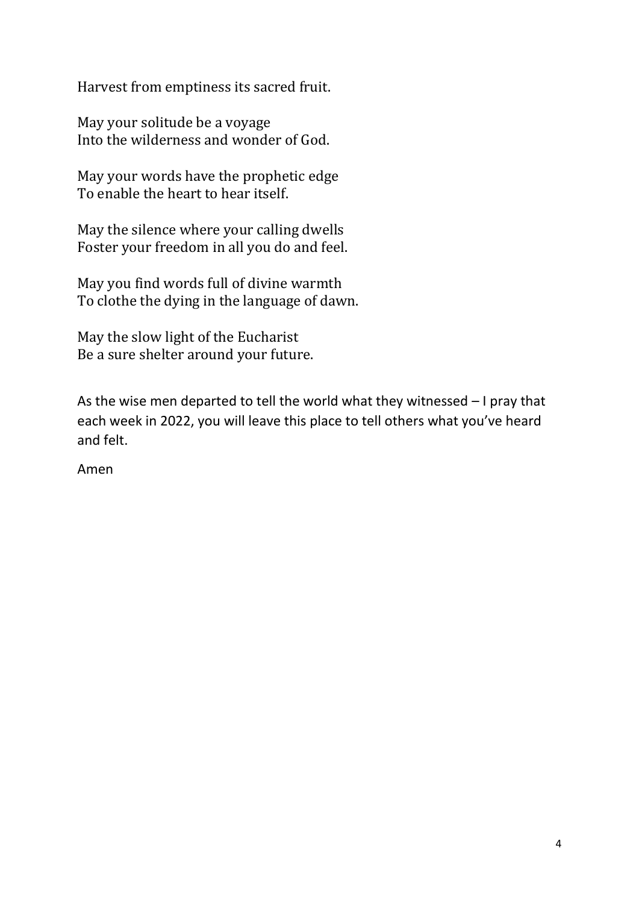Harvest from emptiness its sacred fruit.

May your solitude be a voyage  
Into the wilderness and wonder of God.

May your words have the prophetic edge  
To enable the heart to hear itself.

May the silence where your calling dwells  
Foster your freedom in all you do and feel.

May you find words full of divine warmth  
To clothe the dying in the language of dawn.

May the slow light of the Eucharist  
Be a sure shelter around your future.

As the wise men departed to tell the world what they witnessed – I pray that each week in 2022, you will leave this place to tell others what you've heard and felt.

Amen